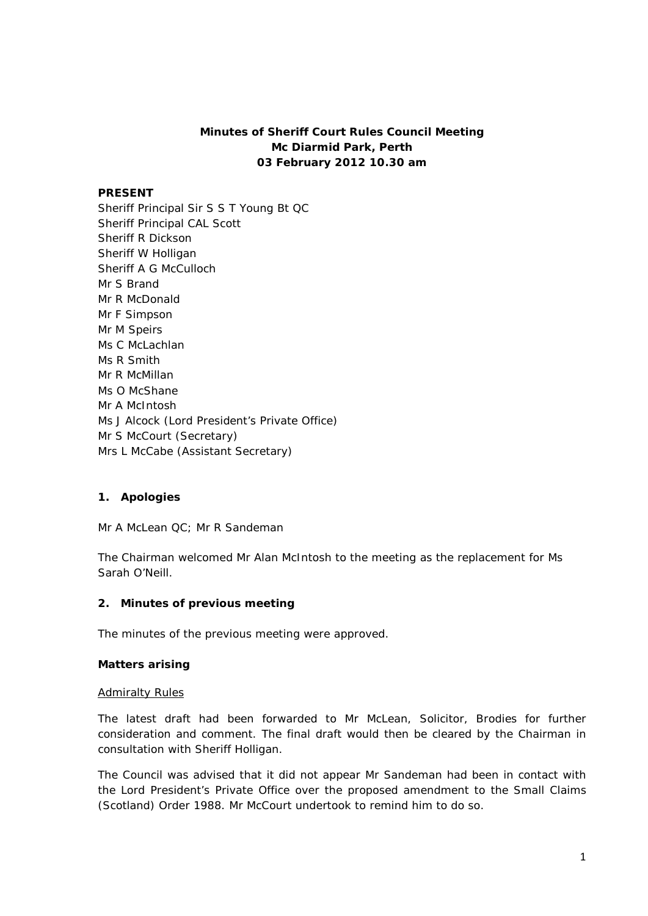**Minutes of Sheriff Court Rules Council Meeting**
**Mc Diarmid Park, Perth**
**03 February 2012 10.30 am**

**PRESENT**

Sheriff Principal Sir S S T Young Bt QC
Sheriff Principal CAL Scott
Sheriff R Dickson
Sheriff W Holligan
Sheriff A G McCulloch
Mr S Brand
Mr R McDonald
Mr F Simpson
Mr M Speirs
Ms C McLachlan
Ms R Smith
Mr R McMillan
Ms O McShane
Mr A McIntosh
Ms J Alcock (Lord President's Private Office)
Mr S McCourt (Secretary)
Mrs L McCabe (Assistant Secretary)

## 1. Apologies

Mr A McLean QC; Mr R Sandeman

The Chairman welcomed Mr Alan McIntosh to the meeting as the replacement for Ms Sarah O'Neill.

## 2. Minutes of previous meeting

The minutes of the previous meeting were approved.

### Matters arising

Admiralty Rules

The latest draft had been forwarded to Mr McLean, Solicitor, Brodies for further consideration and comment. The final draft would then be cleared by the Chairman in consultation with Sheriff Holligan.

The Council was advised that it did not appear Mr Sandeman had been in contact with the Lord President's Private Office over the proposed amendment to the Small Claims (Scotland) Order 1988. Mr McCourt undertook to remind him to do so.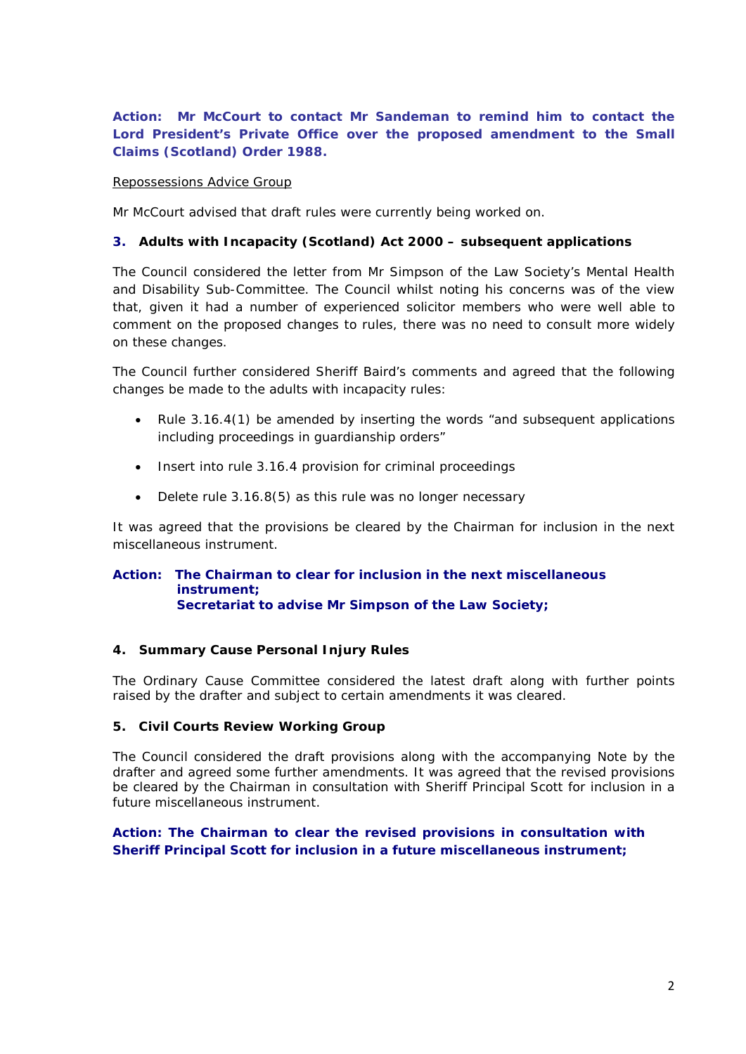**Action: Mr McCourt to contact Mr Sandeman to remind him to contact the Lord President's Private Office over the proposed amendment to the Small Claims (Scotland) Order 1988.**

Repossessions Advice Group

Mr McCourt advised that draft rules were currently being worked on.

### 3. Adults with Incapacity (Scotland) Act 2000 – subsequent applications

The Council considered the letter from Mr Simpson of the Law Society's Mental Health and Disability Sub-Committee. The Council whilst noting his concerns was of the view that, given it had a number of experienced solicitor members who were well able to comment on the proposed changes to rules, there was no need to consult more widely on these changes.

The Council further considered Sheriff Baird's comments and agreed that the following changes be made to the adults with incapacity rules:

- Rule 3.16.4(1) be amended by inserting the words "and subsequent applications including proceedings in guardianship orders"
- Insert into rule 3.16.4 provision for criminal proceedings
- Delete rule 3.16.8(5) as this rule was no longer necessary

It was agreed that the provisions be cleared by the Chairman for inclusion in the next miscellaneous instrument.

**Action: The Chairman to clear for inclusion in the next miscellaneous instrument;**
**Secretariat to advise Mr Simpson of the Law Society;**

### 4. Summary Cause Personal Injury Rules

The Ordinary Cause Committee considered the latest draft along with further points raised by the drafter and subject to certain amendments it was cleared.

### 5. Civil Courts Review Working Group

The Council considered the draft provisions along with the accompanying Note by the drafter and agreed some further amendments. It was agreed that the revised provisions be cleared by the Chairman in consultation with Sheriff Principal Scott for inclusion in a future miscellaneous instrument.

**Action: The Chairman to clear the revised provisions in consultation with Sheriff Principal Scott for inclusion in a future miscellaneous instrument;**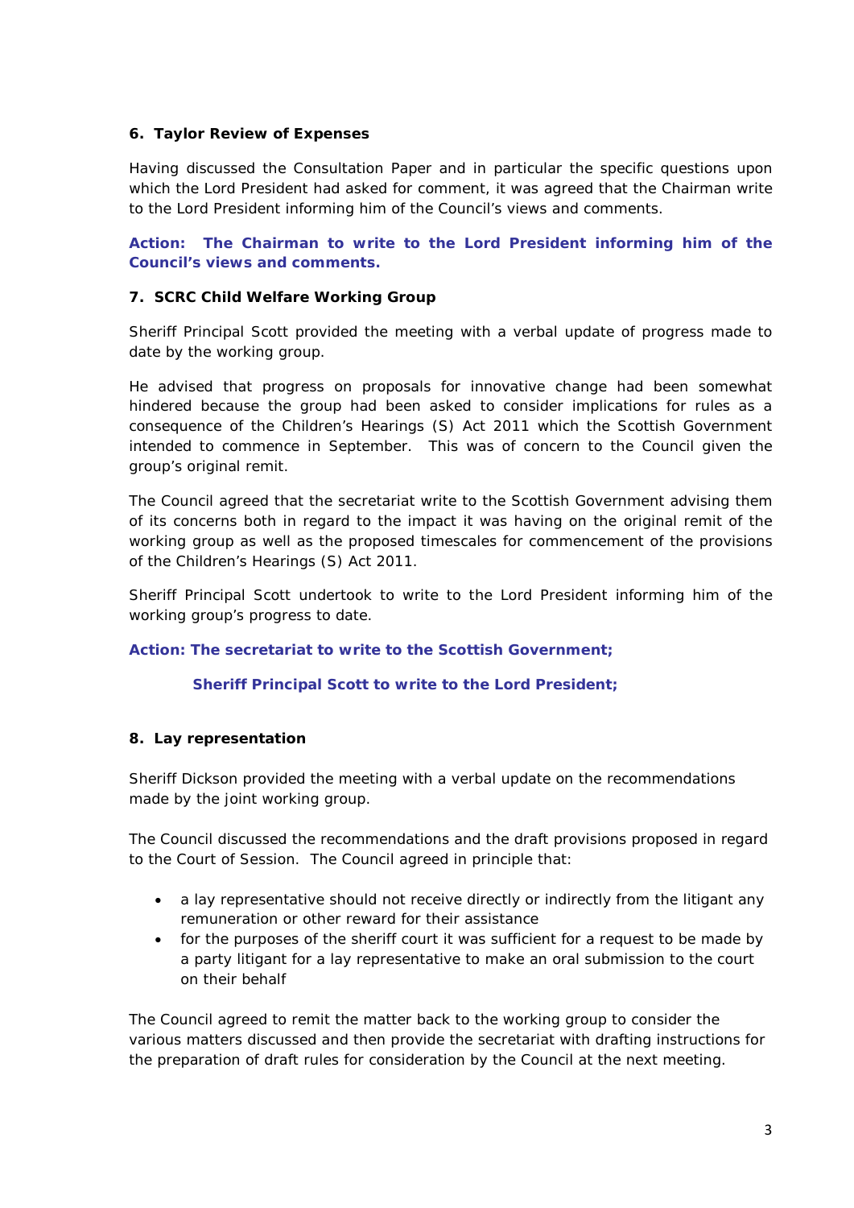### 6. Taylor Review of Expenses

Having discussed the Consultation Paper and in particular the specific questions upon which the Lord President had asked for comment, it was agreed that the Chairman write to the Lord President informing him of the Council's views and comments.

**Action: The Chairman to write to the Lord President informing him of the Council's views and comments.**

### 7. SCRC Child Welfare Working Group

Sheriff Principal Scott provided the meeting with a verbal update of progress made to date by the working group.

He advised that progress on proposals for innovative change had been somewhat hindered because the group had been asked to consider implications for rules as a consequence of the Children's Hearings (S) Act 2011 which the Scottish Government intended to commence in September. This was of concern to the Council given the group's original remit.

The Council agreed that the secretariat write to the Scottish Government advising them of its concerns both in regard to the impact it was having on the original remit of the working group as well as the proposed timescales for commencement of the provisions of the Children's Hearings (S) Act 2011.

Sheriff Principal Scott undertook to write to the Lord President informing him of the working group's progress to date.

**Action: The secretariat to write to the Scottish Government;**

**Sheriff Principal Scott to write to the Lord President;**

### 8. Lay representation

Sheriff Dickson provided the meeting with a verbal update on the recommendations made by the joint working group.

The Council discussed the recommendations and the draft provisions proposed in regard to the Court of Session. The Council agreed in principle that:

- a lay representative should not receive directly or indirectly from the litigant any remuneration or other reward for their assistance
- for the purposes of the sheriff court it was sufficient for a request to be made by a party litigant for a lay representative to make an oral submission to the court on their behalf

The Council agreed to remit the matter back to the working group to consider the various matters discussed and then provide the secretariat with drafting instructions for the preparation of draft rules for consideration by the Council at the next meeting.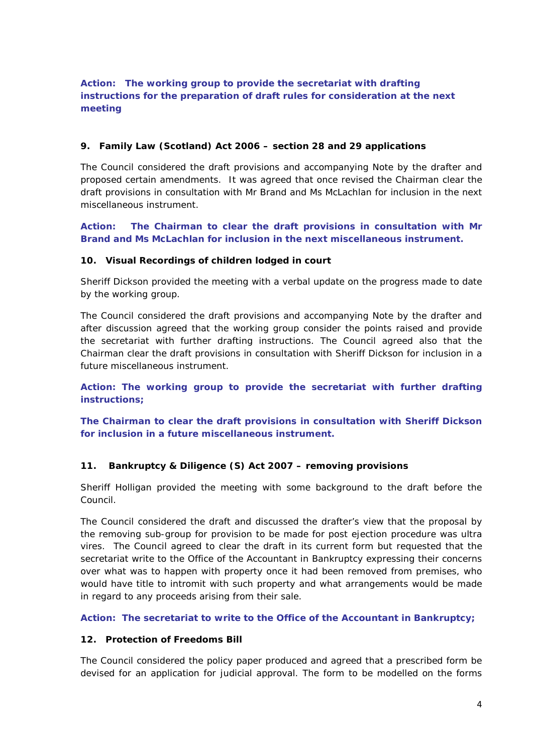**Action: The working group to provide the secretariat with drafting instructions for the preparation of draft rules for consideration at the next meeting**

**9. Family Law (Scotland) Act 2006 – section 28 and 29 applications**

The Council considered the draft provisions and accompanying Note by the drafter and proposed certain amendments. It was agreed that once revised the Chairman clear the draft provisions in consultation with Mr Brand and Ms McLachlan for inclusion in the next miscellaneous instrument.

**Action: The Chairman to clear the draft provisions in consultation with Mr Brand and Ms McLachlan for inclusion in the next miscellaneous instrument.**

**10. Visual Recordings of children lodged in court**

Sheriff Dickson provided the meeting with a verbal update on the progress made to date by the working group.

The Council considered the draft provisions and accompanying Note by the drafter and after discussion agreed that the working group consider the points raised and provide the secretariat with further drafting instructions. The Council agreed also that the Chairman clear the draft provisions in consultation with Sheriff Dickson for inclusion in a future miscellaneous instrument.

**Action: The working group to provide the secretariat with further drafting instructions;**

**The Chairman to clear the draft provisions in consultation with Sheriff Dickson for inclusion in a future miscellaneous instrument.**

**11. Bankruptcy & Diligence (S) Act 2007 – removing provisions**

Sheriff Holligan provided the meeting with some background to the draft before the Council.

The Council considered the draft and discussed the drafter's view that the proposal by the removing sub-group for provision to be made for post ejection procedure was ultra vires. The Council agreed to clear the draft in its current form but requested that the secretariat write to the Office of the Accountant in Bankruptcy expressing their concerns over what was to happen with property once it had been removed from premises, who would have title to intromit with such property and what arrangements would be made in regard to any proceeds arising from their sale.

**Action: The secretariat to write to the Office of the Accountant in Bankruptcy;**

**12. Protection of Freedoms Bill**

The Council considered the policy paper produced and agreed that a prescribed form be devised for an application for judicial approval. The form to be modelled on the forms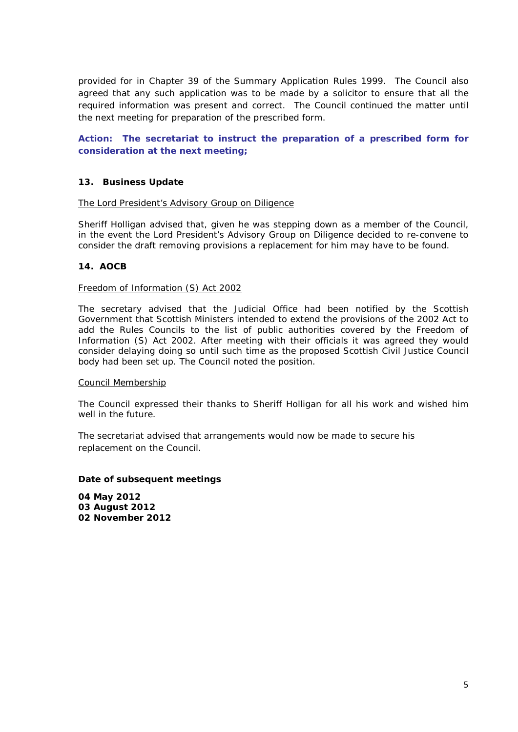provided for in Chapter 39 of the Summary Application Rules 1999. The Council also agreed that any such application was to be made by a solicitor to ensure that all the required information was present and correct. The Council continued the matter until the next meeting for preparation of the prescribed form.

**Action: The secretariat to instruct the preparation of a prescribed form for consideration at the next meeting;**

### 13. Business Update

<u>The Lord President's Advisory Group on Diligence</u>

Sheriff Holligan advised that, given he was stepping down as a member of the Council, in the event the Lord President's Advisory Group on Diligence decided to re-convene to consider the draft removing provisions a replacement for him may have to be found.

### 14. AOCB

<u>Freedom of Information (S) Act 2002</u>

The secretary advised that the Judicial Office had been notified by the Scottish Government that Scottish Ministers intended to extend the provisions of the 2002 Act to add the Rules Councils to the list of public authorities covered by the Freedom of Information (S) Act 2002. After meeting with their officials it was agreed they would consider delaying doing so until such time as the proposed Scottish Civil Justice Council body had been set up. The Council noted the position.

<u>Council Membership</u>

The Council expressed their thanks to Sheriff Holligan for all his work and wished him well in the future.

The secretariat advised that arrangements would now be made to secure his replacement on the Council.

**Date of subsequent meetings**

**04 May 2012**
**03 August 2012**
**02 November 2012**